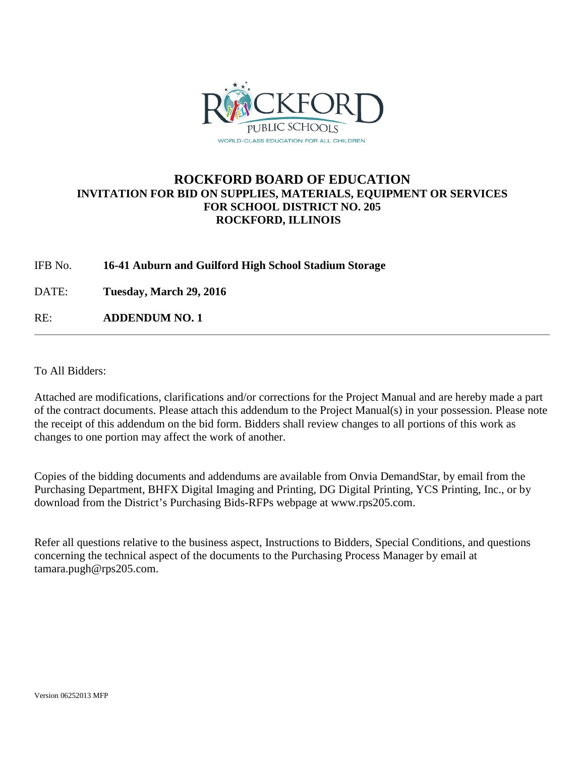# ROCKFORD BOARD OF EDUCATION

## INVITATION FOR BID ON SUPPLIES, MATERIALS, EQUIPMENT OR SERVICES FOR SCHOOL DISTRICT NO. 205 ROCKFORD, ILLINOIS

IFB No. **16-41 Auburn and Guilford High School Stadium Storage**

DATE: **Tuesday, March 29, 2016**

RE: **ADDENDUM NO. 1**

---

To All Bidders:

Attached are modifications, clarifications and/or corrections for the Project Manual and are hereby made a part of the contract documents. Please attach this addendum to the Project Manual(s) in your possession. Please note the receipt of this addendum on the bid form. Bidders shall review changes to all portions of this work as changes to one portion may affect the work of another.

Copies of the bidding documents and addendums are available from Onvia DemandStar, by email from the Purchasing Department, BHFX Digital Imaging and Printing, DG Digital Printing, YCS Printing, Inc., or by download from the District's Purchasing Bids-RFPs webpage at www.rps205.com.

Refer all questions relative to the business aspect, Instructions to Bidders, Special Conditions, and questions concerning the technical aspect of the documents to the Purchasing Process Manager by email at tamara.pugh@rps205.com.

Version 06252013 MFP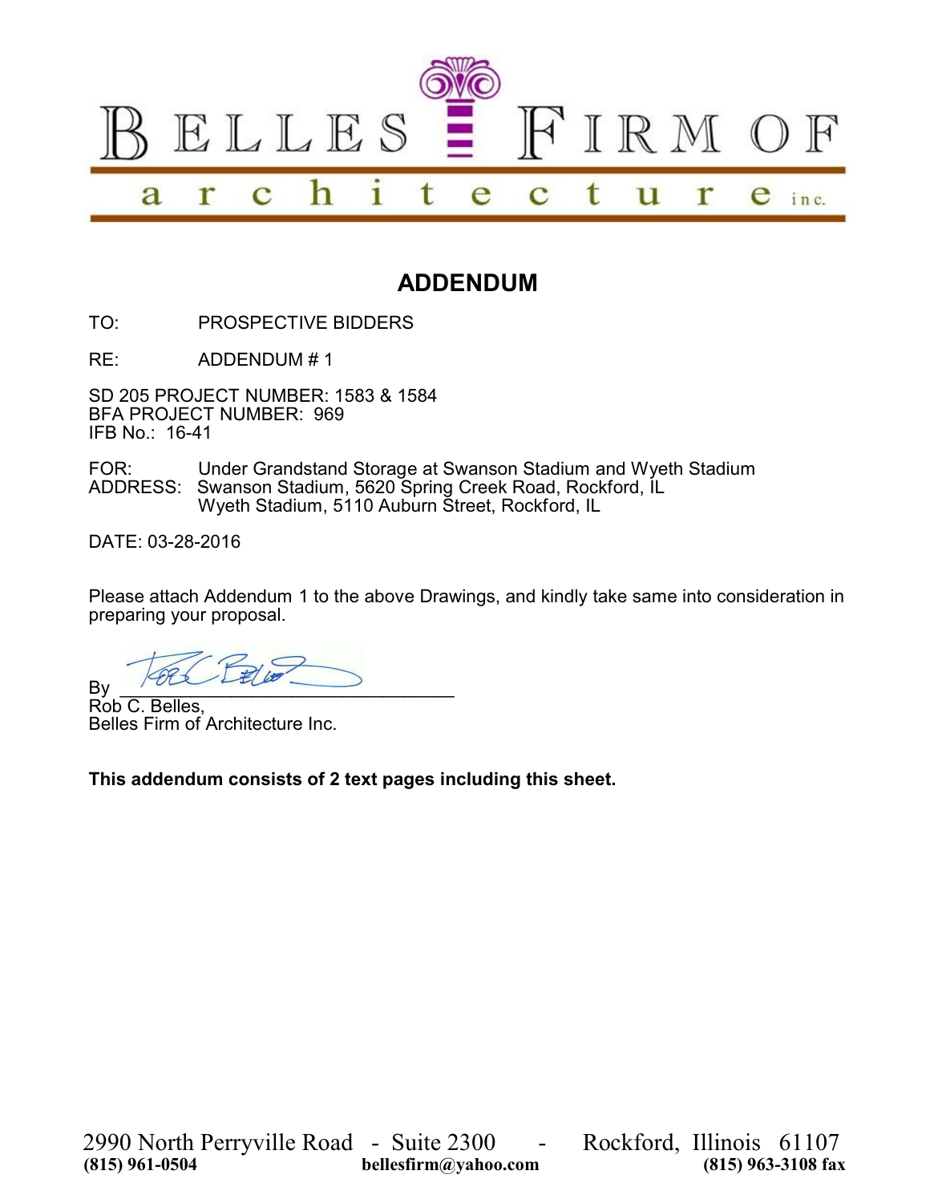# ADDENDUM

TO: PROSPECTIVE BIDDERS

RE: ADDENDUM # 1

SD 205 PROJECT NUMBER: 1583 & 1584
BFA PROJECT NUMBER: 969
IFB No.: 16-41

FOR: Under Grandstand Storage at Swanson Stadium and Wyeth Stadium
ADDRESS: Swanson Stadium, 5620 Spring Creek Road, Rockford, IL
Wyeth Stadium, 5110 Auburn Street, Rockford, IL

DATE: 03-28-2016

Please attach Addendum 1 to the above Drawings, and kindly take same into consideration in preparing your proposal.

By ________________________________
Rob C. Belles,
Belles Firm of Architecture Inc.

**This addendum consists of 2 text pages including this sheet.**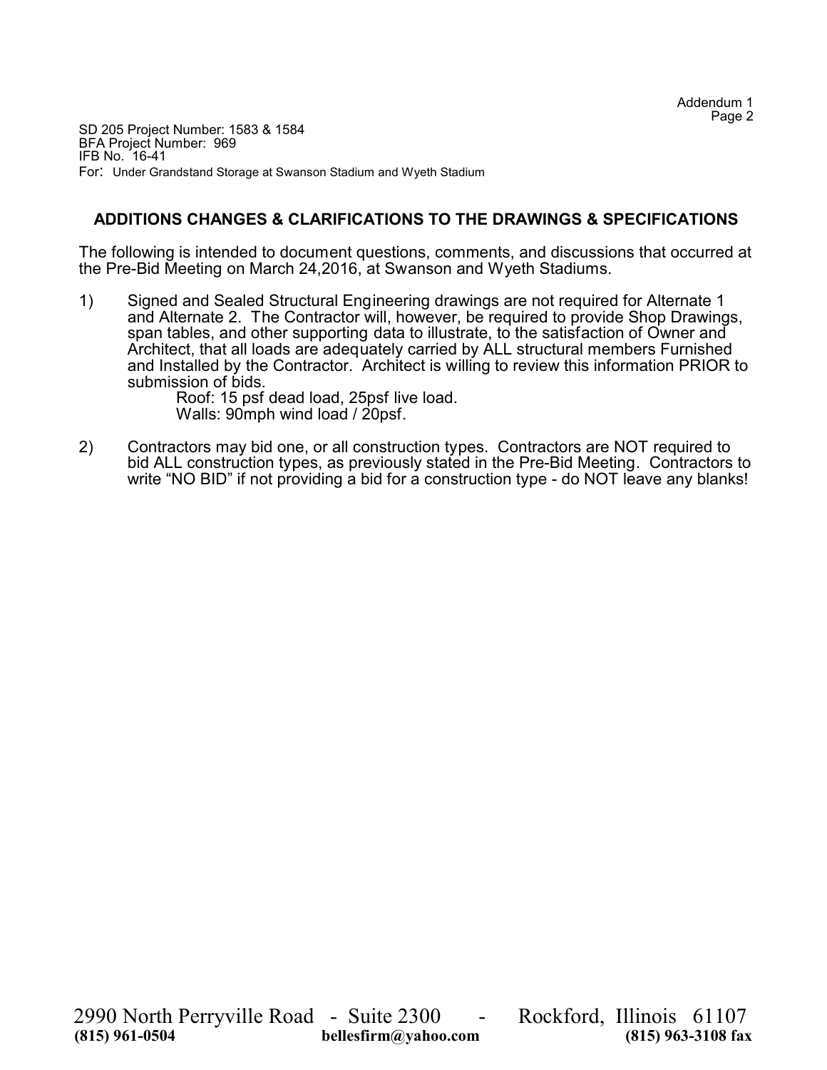SD 205 Project Number: 1583 & 1584
BFA Project Number: 969
IFB No. 16-41
For: Under Grandstand Storage at Swanson Stadium and Wyeth Stadium

## ADDITIONS CHANGES & CLARIFICATIONS TO THE DRAWINGS & SPECIFICATIONS

The following is intended to document questions, comments, and discussions that occurred at the Pre-Bid Meeting on March 24,2016, at Swanson and Wyeth Stadiums.

1) Signed and Sealed Structural Engineering drawings are not required for Alternate 1 and Alternate 2. The Contractor will, however, be required to provide Shop Drawings, span tables, and other supporting data to illustrate, to the satisfaction of Owner and Architect, that all loads are adequately carried by ALL structural members Furnished and Installed by the Contractor. Architect is willing to review this information PRIOR to submission of bids.

   Roof: 15 psf dead load, 25psf live load.
   Walls: 90mph wind load / 20psf.

2) Contractors may bid one, or all construction types. Contractors are NOT required to bid ALL construction types, as previously stated in the Pre-Bid Meeting. Contractors to write "NO BID" if not providing a bid for a construction type - do NOT leave any blanks!

2990 North Perryville Road - Suite 2300 - Rockford, Illinois 61107
**(815) 961-0504** **bellesfirm@yahoo.com** **(815) 963-3108 fax**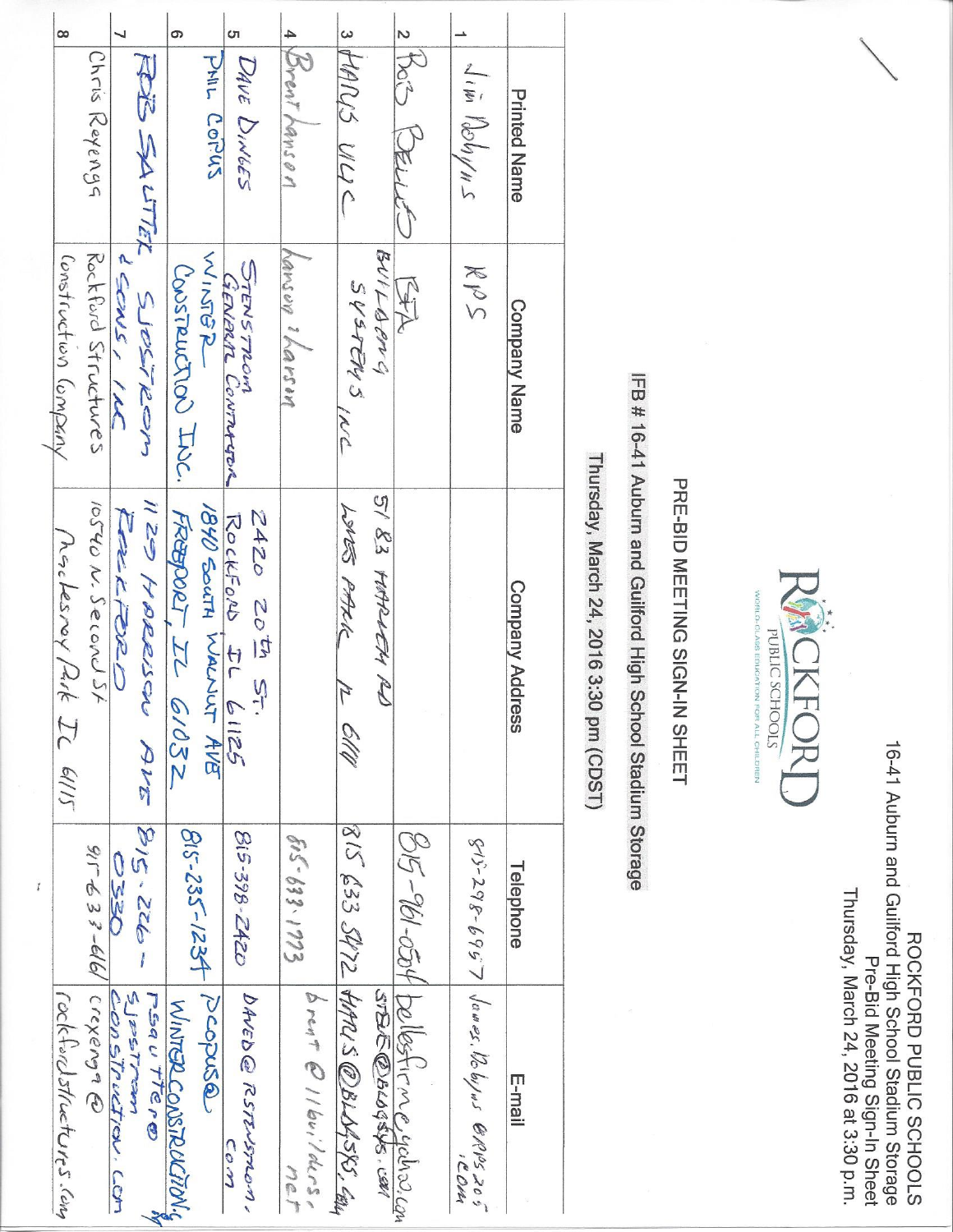ROCKFORD PUBLIC SCHOOLS
16-41 Auburn and Guilford High School Stadium Storage
Pre-Bid Meeting Sign-In Sheet
Thursday, March 24, 2016 at 3:30 p.m.

ROCKFORD PUBLIC SCHOOLS
WORLD-CLASS EDUCATION FOR ALL CHILDREN

# PRE-BID MEETING SIGN-IN SHEET

## IFB # 16-41 Auburn and Guilford High School Stadium Storage

Thursday, March 24, 2016 3:30 pm (CDST)

| | Printed Name | Company Name | Company Address | Telephone | E-mail |
|---|---|---|---|---|---|
| 1 | Jim Dobyns | RPS | | 815-298-6967 | James.Dobyns @rps205.com |
| 2 | Bob Belles | BTA | | 815-961-0504 | bellesfirm@yahoo.com |
| 3 | HANS ULLC | BUILDING SYSTEMS INC | 5183 HARLEM RD LOVES PARK IL 61111 | 815 633 5472 | STEVE@BLDGSYS.com HANS@BLDGSYS.com |
| 4 | Brent Hanson | Hanson & Larson | | 815-633-1773 | brent@llbuilders.net |
| 5 | DAVE DINGES | STENSTROM GENERAL CONTRACTOR | 2420 20th ST. ROCKFORD IL 61125 | 815-398-2420 | DAVED@RSTENSTROM.com |
| 6 | PHIL COPUS | WINTER CONSTRUCTION INC. | 1840 SOUTH WALNUT AVE FREEPORT, IL 61032 | 815-235-1234 | PCOPUS@WINTERCONSTRUCTION.com |
| 7 | ROB SAUTER | SJOSTROM & SONS, INC | 1129 HARRISON AVE ROCKFORD | 815-226-0330 | RSAUTER@SJOSTROMCONSTRUCTION.com |
| 8 | Chris Rexenga | Rockford Structures Construction Company | 10540 N. Second St Machesney Park IL 61115 | 815-633-6161 | crexenga@rockfordstructures.com |